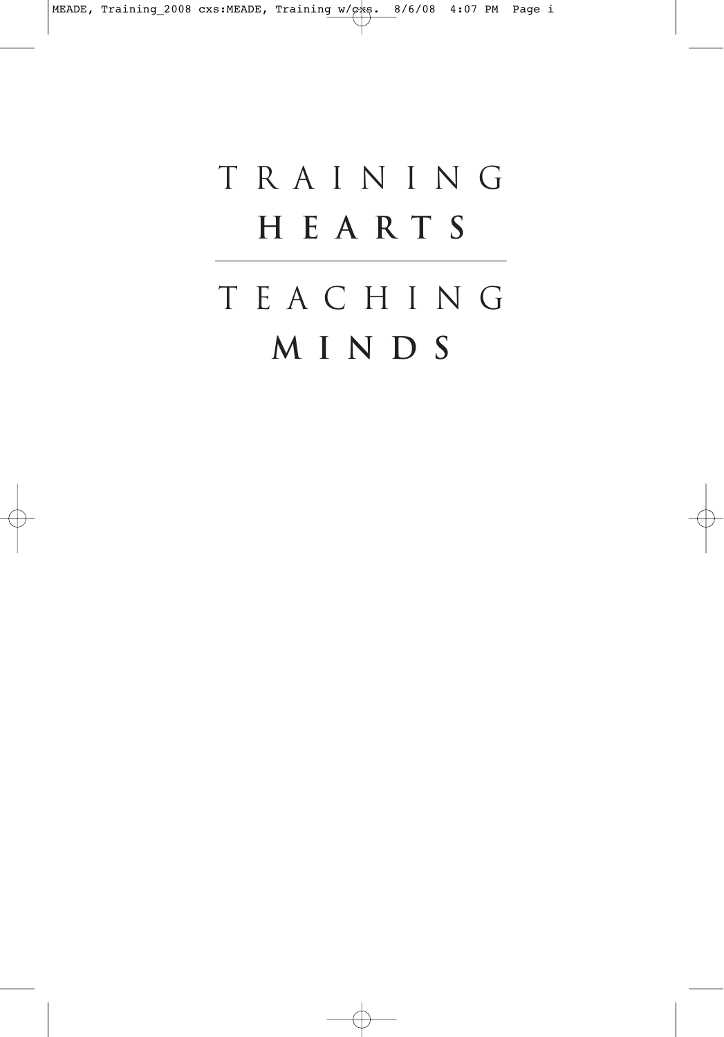# TRAINING HEARTS

# TEACHING MINDS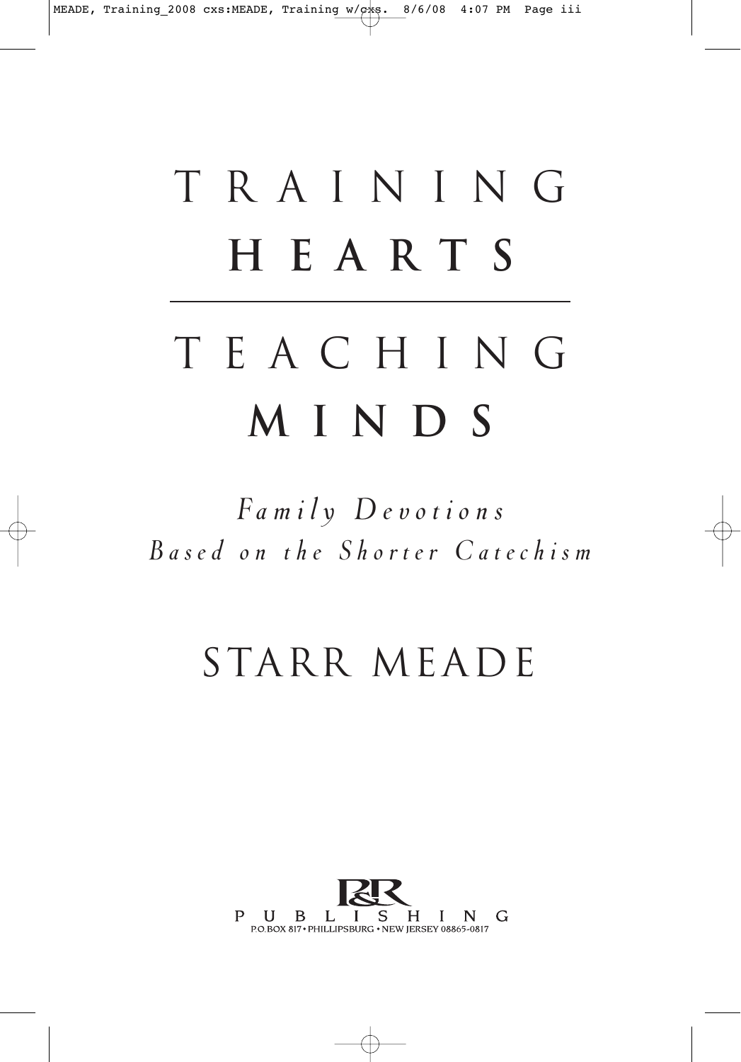# TRAINING HEARTS

# TEACHING MINDS

*Family Devotions Based on the Shorter Catechism*

STARR MEADE

P&R PUBLISHING
P.O. BOX 817 • PHILLIPSBURG • NEW JERSEY 08865-0817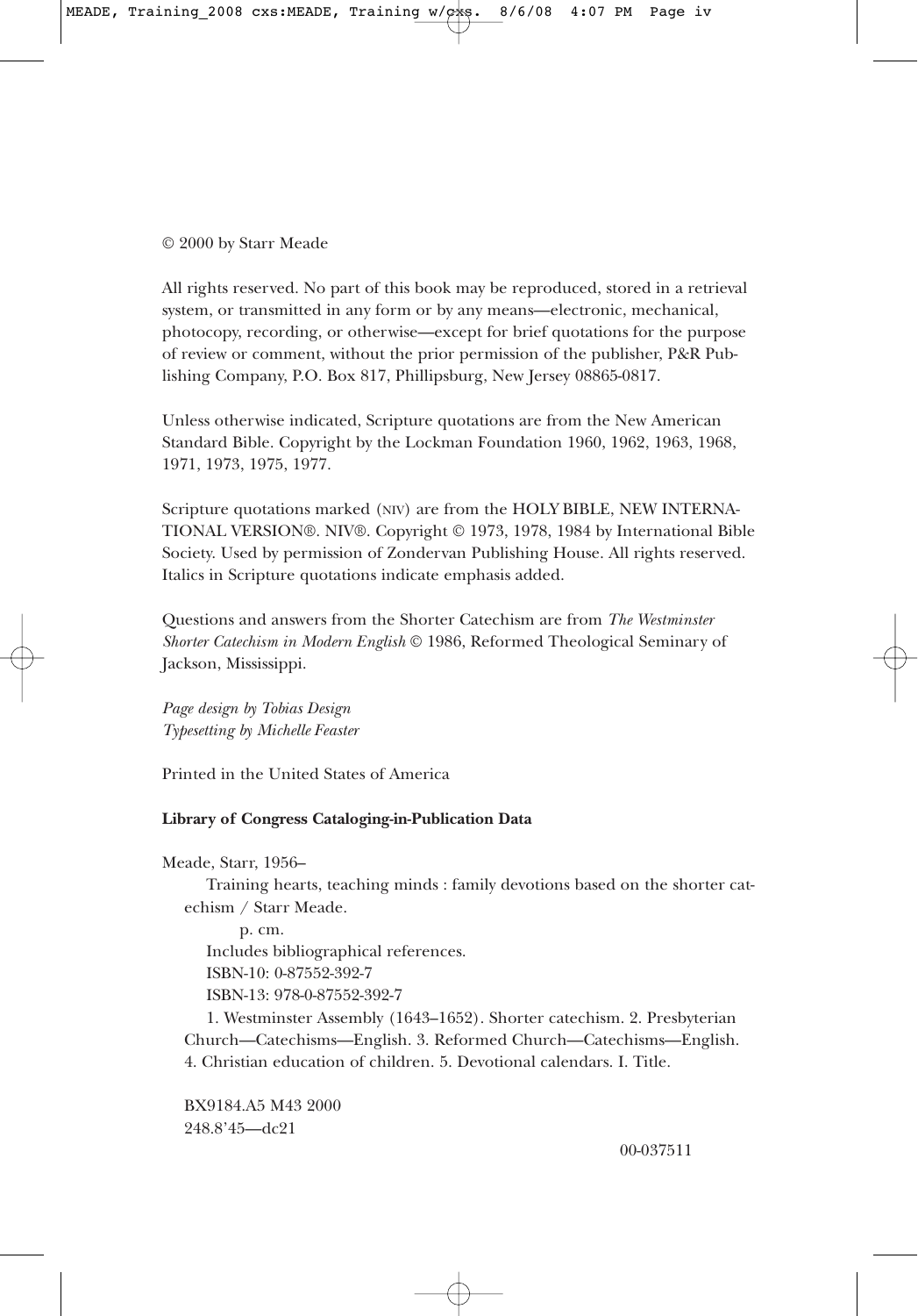© 2000 by Starr Meade

All rights reserved. No part of this book may be reproduced, stored in a retrieval system, or transmitted in any form or by any means—electronic, mechanical, photocopy, recording, or otherwise—except for brief quotations for the purpose of review or comment, without the prior permission of the publisher, P&R Publishing Company, P.O. Box 817, Phillipsburg, New Jersey 08865-0817.

Unless otherwise indicated, Scripture quotations are from the New American Standard Bible. Copyright by the Lockman Foundation 1960, 1962, 1963, 1968, 1971, 1973, 1975, 1977.

Scripture quotations marked (NIV) are from the HOLY BIBLE, NEW INTERNATIONAL VERSION®. NIV®. Copyright © 1973, 1978, 1984 by International Bible Society. Used by permission of Zondervan Publishing House. All rights reserved. Italics in Scripture quotations indicate emphasis added.

Questions and answers from the Shorter Catechism are from *The Westminster Shorter Catechism in Modern English* © 1986, Reformed Theological Seminary of Jackson, Mississippi.

*Page design by Tobias Design*
*Typesetting by Michelle Feaster*

Printed in the United States of America

**Library of Congress Cataloging-in-Publication Data**

Meade, Starr, 1956–
Training hearts, teaching minds : family devotions based on the shorter catechism / Starr Meade.
p. cm.
Includes bibliographical references.
ISBN-10: 0-87552-392-7
ISBN-13: 978-0-87552-392-7
1. Westminster Assembly (1643–1652). Shorter catechism. 2. Presbyterian Church—Catechisms—English. 3. Reformed Church—Catechisms—English. 4. Christian education of children. 5. Devotional calendars. I. Title.

BX9184.A5 M43 2000
248.8'45—dc21

00-037511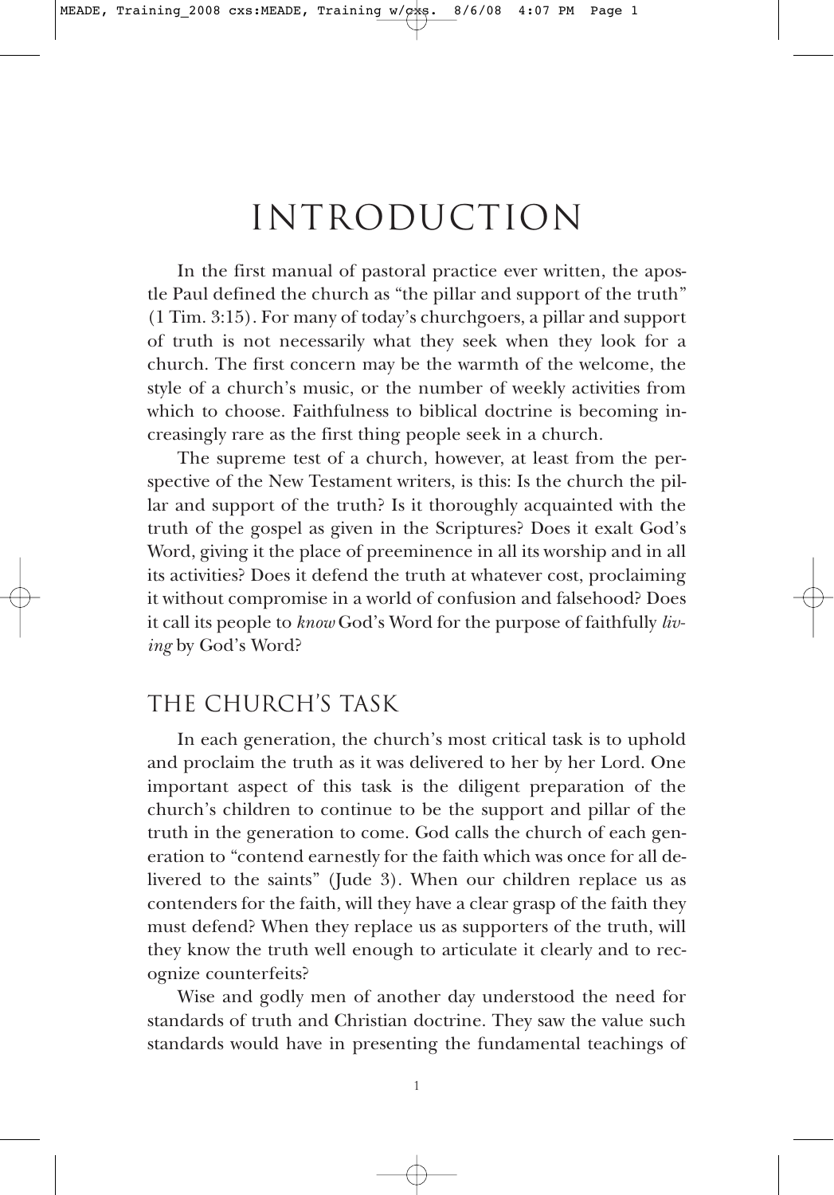# INTRODUCTION

In the first manual of pastoral practice ever written, the apostle Paul defined the church as "the pillar and support of the truth" (1 Tim. 3:15). For many of today's churchgoers, a pillar and support of truth is not necessarily what they seek when they look for a church. The first concern may be the warmth of the welcome, the style of a church's music, or the number of weekly activities from which to choose. Faithfulness to biblical doctrine is becoming increasingly rare as the first thing people seek in a church.

The supreme test of a church, however, at least from the perspective of the New Testament writers, is this: Is the church the pillar and support of the truth? Is it thoroughly acquainted with the truth of the gospel as given in the Scriptures? Does it exalt God's Word, giving it the place of preeminence in all its worship and in all its activities? Does it defend the truth at whatever cost, proclaiming it without compromise in a world of confusion and falsehood? Does it call its people to *know* God's Word for the purpose of faithfully *living* by God's Word?

## THE CHURCH'S TASK

In each generation, the church's most critical task is to uphold and proclaim the truth as it was delivered to her by her Lord. One important aspect of this task is the diligent preparation of the church's children to continue to be the support and pillar of the truth in the generation to come. God calls the church of each generation to "contend earnestly for the faith which was once for all delivered to the saints" (Jude 3). When our children replace us as contenders for the faith, will they have a clear grasp of the faith they must defend? When they replace us as supporters of the truth, will they know the truth well enough to articulate it clearly and to recognize counterfeits?

Wise and godly men of another day understood the need for standards of truth and Christian doctrine. They saw the value such standards would have in presenting the fundamental teachings of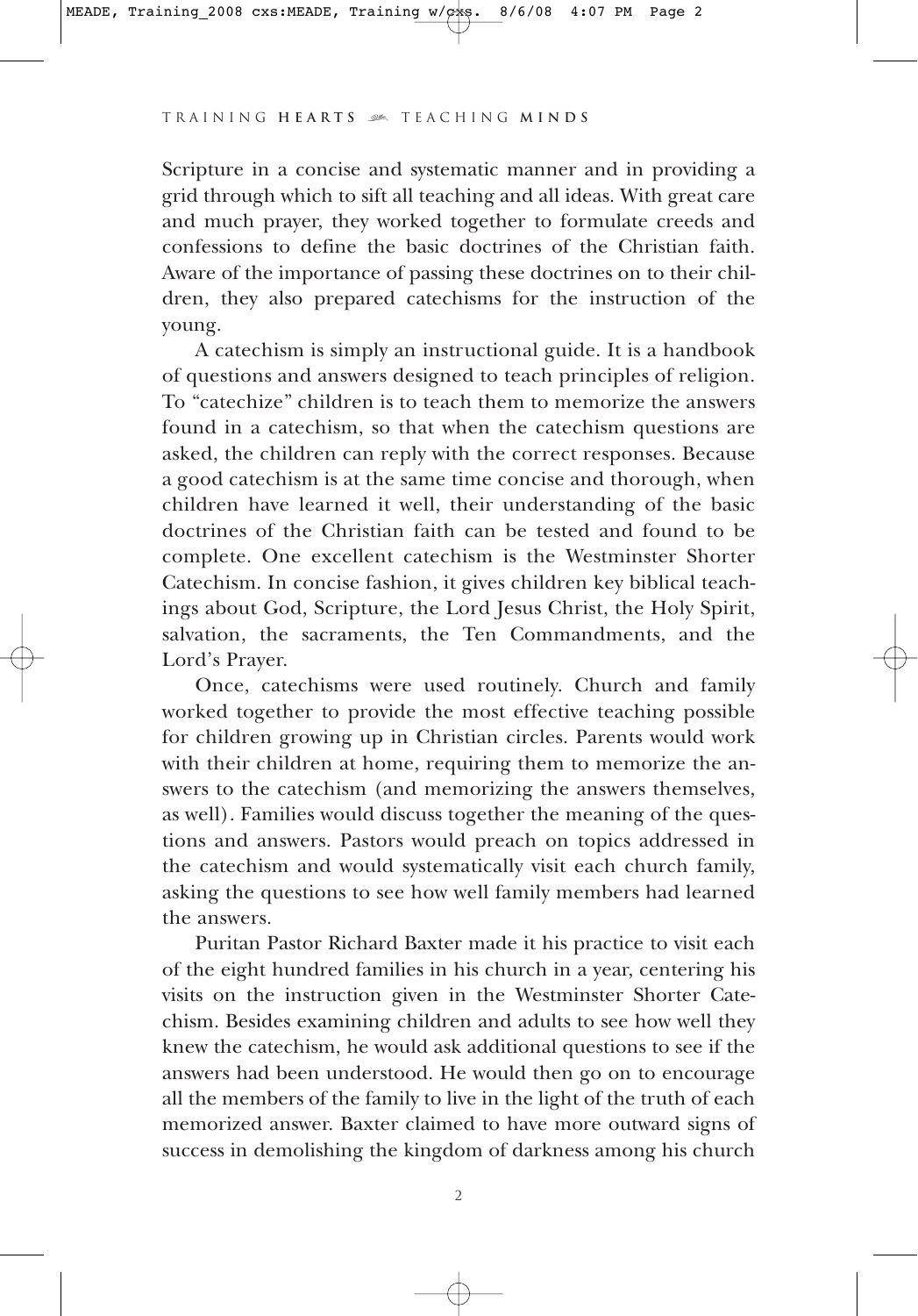Scripture in a concise and systematic manner and in providing a grid through which to sift all teaching and all ideas. With great care and much prayer, they worked together to formulate creeds and confessions to define the basic doctrines of the Christian faith. Aware of the importance of passing these doctrines on to their children, they also prepared catechisms for the instruction of the young.

A catechism is simply an instructional guide. It is a handbook of questions and answers designed to teach principles of religion. To "catechize" children is to teach them to memorize the answers found in a catechism, so that when the catechism questions are asked, the children can reply with the correct responses. Because a good catechism is at the same time concise and thorough, when children have learned it well, their understanding of the basic doctrines of the Christian faith can be tested and found to be complete. One excellent catechism is the Westminster Shorter Catechism. In concise fashion, it gives children key biblical teachings about God, Scripture, the Lord Jesus Christ, the Holy Spirit, salvation, the sacraments, the Ten Commandments, and the Lord's Prayer.

Once, catechisms were used routinely. Church and family worked together to provide the most effective teaching possible for children growing up in Christian circles. Parents would work with their children at home, requiring them to memorize the answers to the catechism (and memorizing the answers themselves, as well). Families would discuss together the meaning of the questions and answers. Pastors would preach on topics addressed in the catechism and would systematically visit each church family, asking the questions to see how well family members had learned the answers.

Puritan Pastor Richard Baxter made it his practice to visit each of the eight hundred families in his church in a year, centering his visits on the instruction given in the Westminster Shorter Catechism. Besides examining children and adults to see how well they knew the catechism, he would ask additional questions to see if the answers had been understood. He would then go on to encourage all the members of the family to live in the light of the truth of each memorized answer. Baxter claimed to have more outward signs of success in demolishing the kingdom of darkness among his church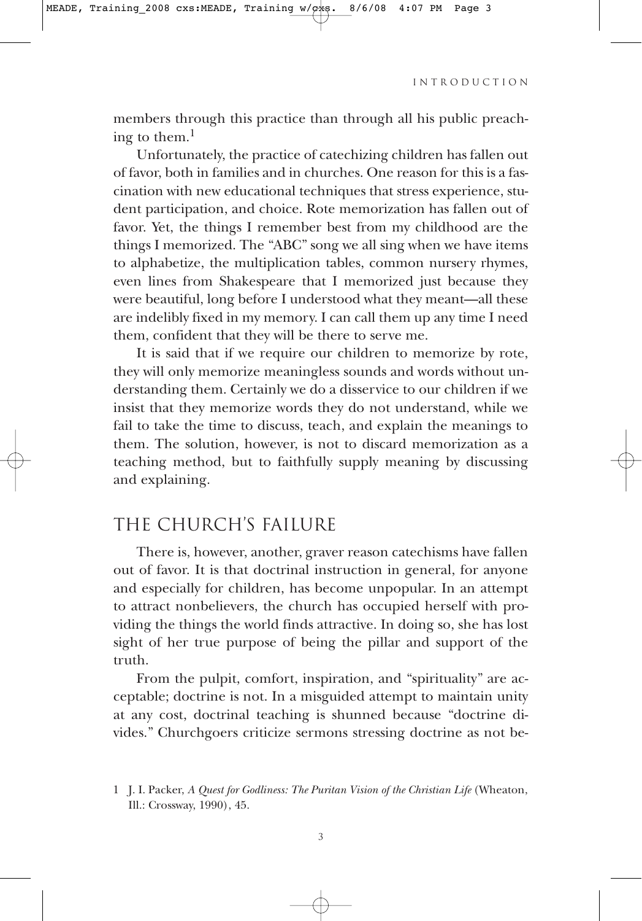members through this practice than through all his public preaching to them.[1]

Unfortunately, the practice of catechizing children has fallen out of favor, both in families and in churches. One reason for this is a fascination with new educational techniques that stress experience, student participation, and choice. Rote memorization has fallen out of favor. Yet, the things I remember best from my childhood are the things I memorized. The "ABC" song we all sing when we have items to alphabetize, the multiplication tables, common nursery rhymes, even lines from Shakespeare that I memorized just because they were beautiful, long before I understood what they meant—all these are indelibly fixed in my memory. I can call them up any time I need them, confident that they will be there to serve me.

It is said that if we require our children to memorize by rote, they will only memorize meaningless sounds and words without understanding them. Certainly we do a disservice to our children if we insist that they memorize words they do not understand, while we fail to take the time to discuss, teach, and explain the meanings to them. The solution, however, is not to discard memorization as a teaching method, but to faithfully supply meaning by discussing and explaining.

## THE CHURCH'S FAILURE

There is, however, another, graver reason catechisms have fallen out of favor. It is that doctrinal instruction in general, for anyone and especially for children, has become unpopular. In an attempt to attract nonbelievers, the church has occupied herself with providing the things the world finds attractive. In doing so, she has lost sight of her true purpose of being the pillar and support of the truth.

From the pulpit, comfort, inspiration, and "spirituality" are acceptable; doctrine is not. In a misguided attempt to maintain unity at any cost, doctrinal teaching is shunned because "doctrine divides." Churchgoers criticize sermons stressing doctrine as not be-

---

1 J. I. Packer, *A Quest for Godliness: The Puritan Vision of the Christian Life* (Wheaton, Ill.: Crossway, 1990), 45.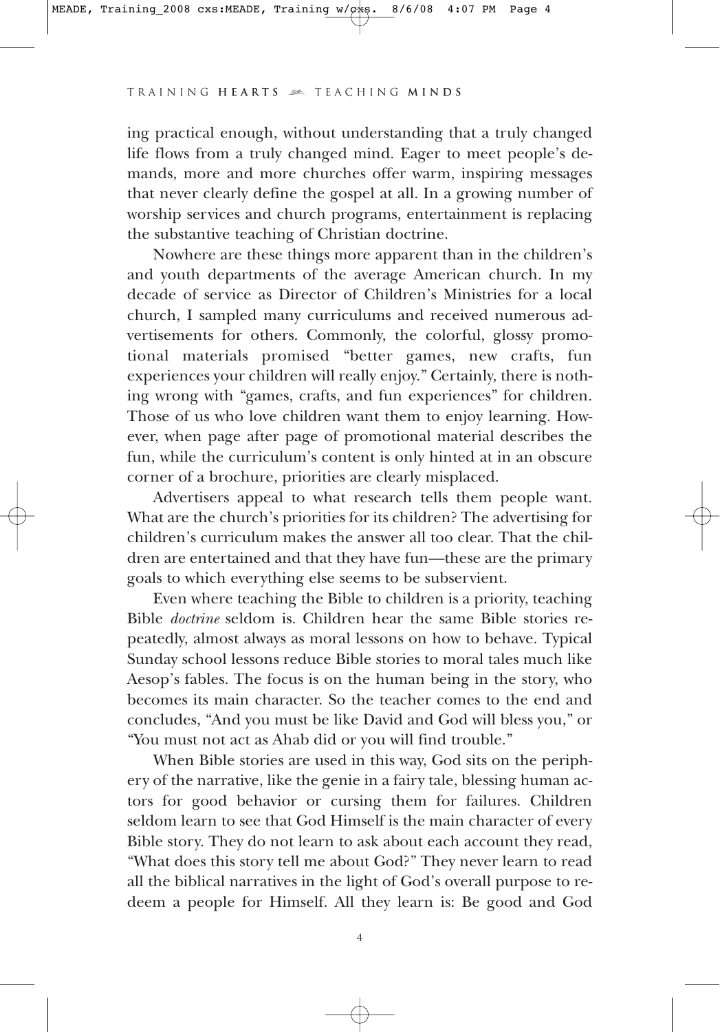ing practical enough, without understanding that a truly changed life flows from a truly changed mind. Eager to meet people's demands, more and more churches offer warm, inspiring messages that never clearly define the gospel at all. In a growing number of worship services and church programs, entertainment is replacing the substantive teaching of Christian doctrine.

Nowhere are these things more apparent than in the children's and youth departments of the average American church. In my decade of service as Director of Children's Ministries for a local church, I sampled many curriculums and received numerous advertisements for others. Commonly, the colorful, glossy promotional materials promised "better games, new crafts, fun experiences your children will really enjoy." Certainly, there is nothing wrong with "games, crafts, and fun experiences" for children. Those of us who love children want them to enjoy learning. However, when page after page of promotional material describes the fun, while the curriculum's content is only hinted at in an obscure corner of a brochure, priorities are clearly misplaced.

Advertisers appeal to what research tells them people want. What are the church's priorities for its children? The advertising for children's curriculum makes the answer all too clear. That the children are entertained and that they have fun—these are the primary goals to which everything else seems to be subservient.

Even where teaching the Bible to children is a priority, teaching Bible *doctrine* seldom is. Children hear the same Bible stories repeatedly, almost always as moral lessons on how to behave. Typical Sunday school lessons reduce Bible stories to moral tales much like Aesop's fables. The focus is on the human being in the story, who becomes its main character. So the teacher comes to the end and concludes, "And you must be like David and God will bless you," or "You must not act as Ahab did or you will find trouble."

When Bible stories are used in this way, God sits on the periphery of the narrative, like the genie in a fairy tale, blessing human actors for good behavior or cursing them for failures. Children seldom learn to see that God Himself is the main character of every Bible story. They do not learn to ask about each account they read, "What does this story tell me about God?" They never learn to read all the biblical narratives in the light of God's overall purpose to redeem a people for Himself. All they learn is: Be good and God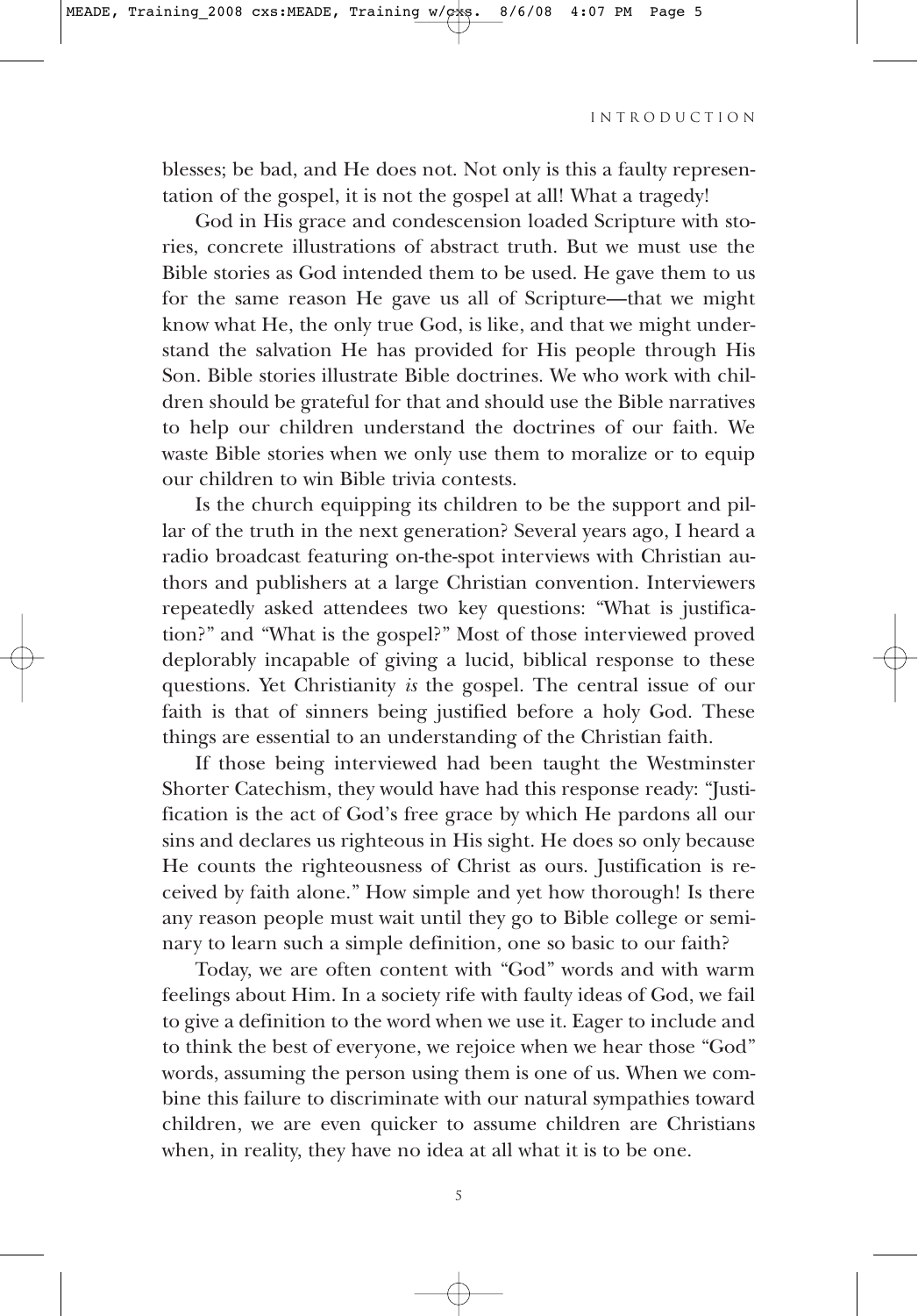blesses; be bad, and He does not. Not only is this a faulty representation of the gospel, it is not the gospel at all! What a tragedy!

God in His grace and condescension loaded Scripture with stories, concrete illustrations of abstract truth. But we must use the Bible stories as God intended them to be used. He gave them to us for the same reason He gave us all of Scripture—that we might know what He, the only true God, is like, and that we might understand the salvation He has provided for His people through His Son. Bible stories illustrate Bible doctrines. We who work with children should be grateful for that and should use the Bible narratives to help our children understand the doctrines of our faith. We waste Bible stories when we only use them to moralize or to equip our children to win Bible trivia contests.

Is the church equipping its children to be the support and pillar of the truth in the next generation? Several years ago, I heard a radio broadcast featuring on-the-spot interviews with Christian authors and publishers at a large Christian convention. Interviewers repeatedly asked attendees two key questions: "What is justification?" and "What is the gospel?" Most of those interviewed proved deplorably incapable of giving a lucid, biblical response to these questions. Yet Christianity *is* the gospel. The central issue of our faith is that of sinners being justified before a holy God. These things are essential to an understanding of the Christian faith.

If those being interviewed had been taught the Westminster Shorter Catechism, they would have had this response ready: "Justification is the act of God's free grace by which He pardons all our sins and declares us righteous in His sight. He does so only because He counts the righteousness of Christ as ours. Justification is received by faith alone." How simple and yet how thorough! Is there any reason people must wait until they go to Bible college or seminary to learn such a simple definition, one so basic to our faith?

Today, we are often content with "God" words and with warm feelings about Him. In a society rife with faulty ideas of God, we fail to give a definition to the word when we use it. Eager to include and to think the best of everyone, we rejoice when we hear those "God" words, assuming the person using them is one of us. When we combine this failure to discriminate with our natural sympathies toward children, we are even quicker to assume children are Christians when, in reality, they have no idea at all what it is to be one.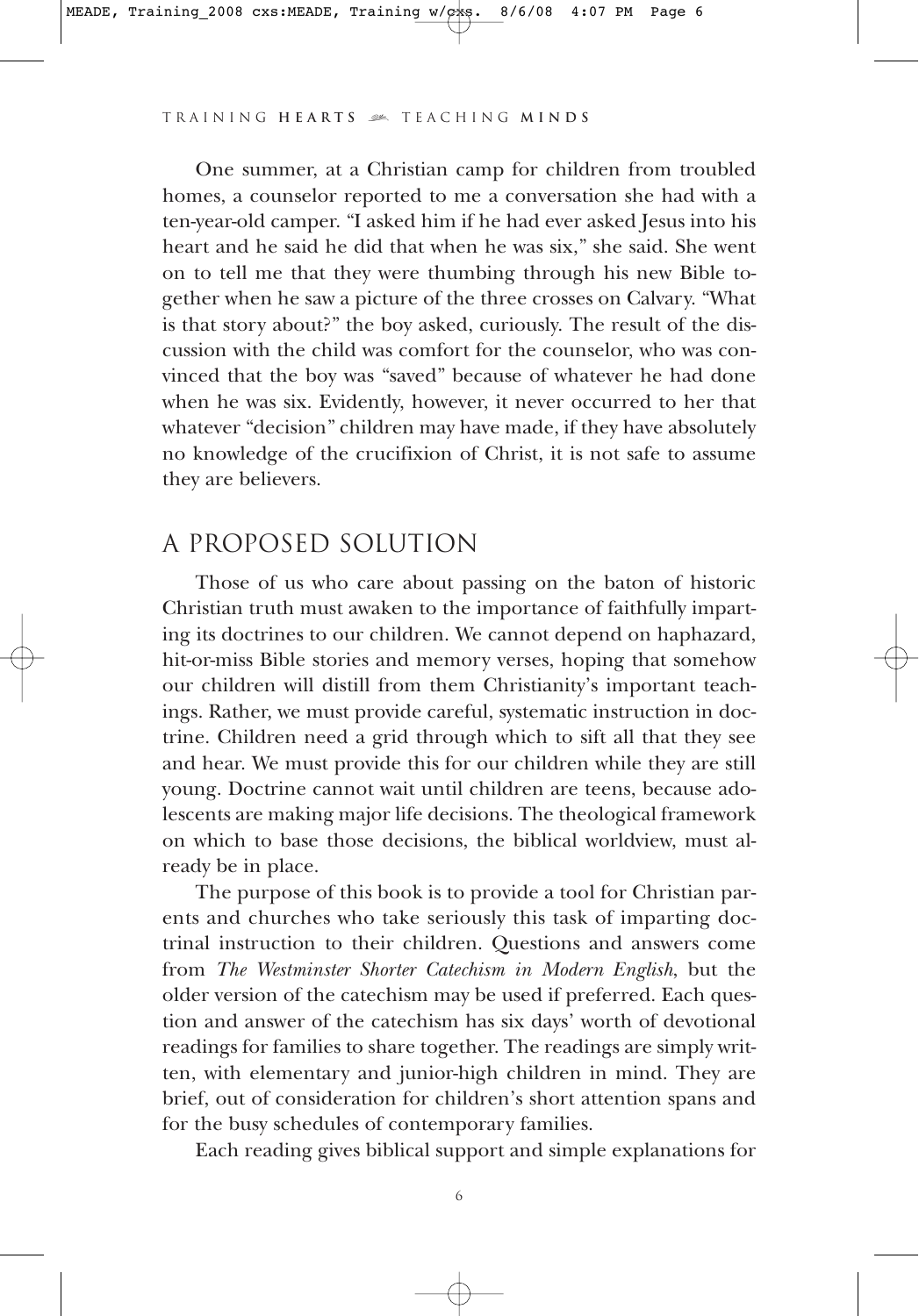One summer, at a Christian camp for children from troubled homes, a counselor reported to me a conversation she had with a ten-year-old camper. "I asked him if he had ever asked Jesus into his heart and he said he did that when he was six," she said. She went on to tell me that they were thumbing through his new Bible together when he saw a picture of the three crosses on Calvary. "What is that story about?" the boy asked, curiously. The result of the discussion with the child was comfort for the counselor, who was convinced that the boy was "saved" because of whatever he had done when he was six. Evidently, however, it never occurred to her that whatever "decision" children may have made, if they have absolutely no knowledge of the crucifixion of Christ, it is not safe to assume they are believers.

## A PROPOSED SOLUTION

Those of us who care about passing on the baton of historic Christian truth must awaken to the importance of faithfully imparting its doctrines to our children. We cannot depend on haphazard, hit-or-miss Bible stories and memory verses, hoping that somehow our children will distill from them Christianity's important teachings. Rather, we must provide careful, systematic instruction in doctrine. Children need a grid through which to sift all that they see and hear. We must provide this for our children while they are still young. Doctrine cannot wait until children are teens, because adolescents are making major life decisions. The theological framework on which to base those decisions, the biblical worldview, must already be in place.

The purpose of this book is to provide a tool for Christian parents and churches who take seriously this task of imparting doctrinal instruction to their children. Questions and answers come from *The Westminster Shorter Catechism in Modern English*, but the older version of the catechism may be used if preferred. Each question and answer of the catechism has six days' worth of devotional readings for families to share together. The readings are simply written, with elementary and junior-high children in mind. They are brief, out of consideration for children's short attention spans and for the busy schedules of contemporary families.

Each reading gives biblical support and simple explanations for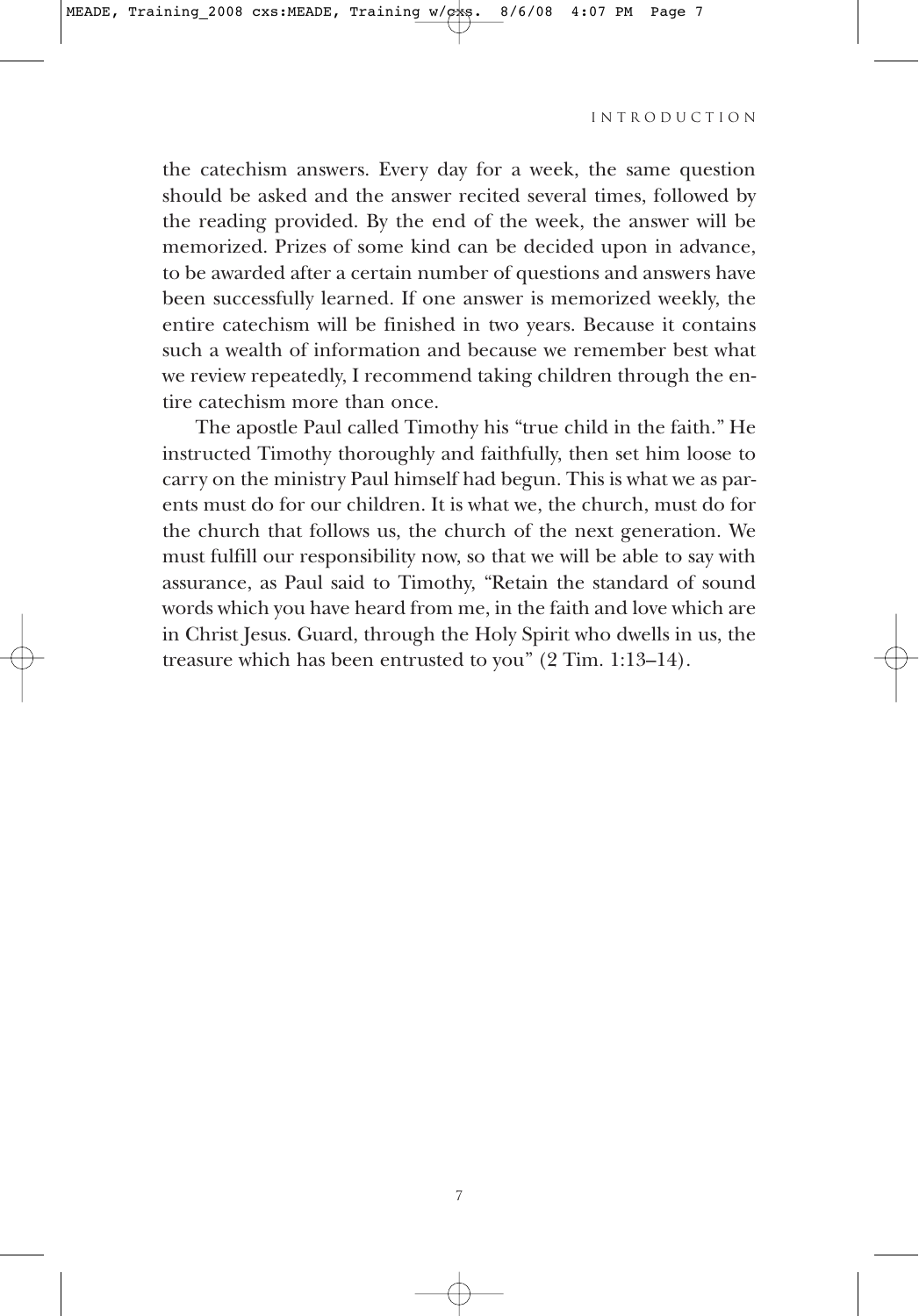the catechism answers. Every day for a week, the same question should be asked and the answer recited several times, followed by the reading provided. By the end of the week, the answer will be memorized. Prizes of some kind can be decided upon in advance, to be awarded after a certain number of questions and answers have been successfully learned. If one answer is memorized weekly, the entire catechism will be finished in two years. Because it contains such a wealth of information and because we remember best what we review repeatedly, I recommend taking children through the entire catechism more than once.

The apostle Paul called Timothy his "true child in the faith." He instructed Timothy thoroughly and faithfully, then set him loose to carry on the ministry Paul himself had begun. This is what we as parents must do for our children. It is what we, the church, must do for the church that follows us, the church of the next generation. We must fulfill our responsibility now, so that we will be able to say with assurance, as Paul said to Timothy, "Retain the standard of sound words which you have heard from me, in the faith and love which are in Christ Jesus. Guard, through the Holy Spirit who dwells in us, the treasure which has been entrusted to you" (2 Tim. 1:13–14).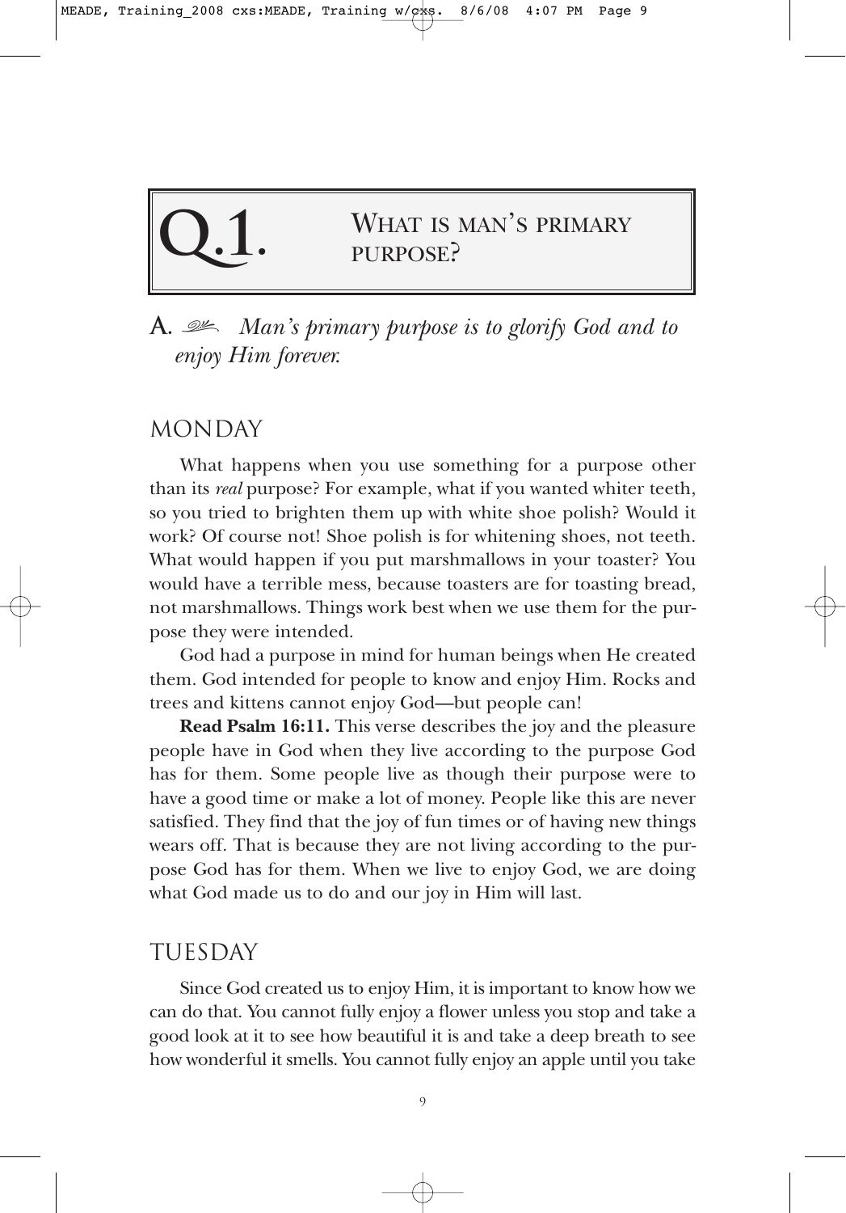# Q.1. What is man's primary purpose?

A. *Man's primary purpose is to glorify God and to enjoy Him forever.*

## MONDAY

What happens when you use something for a purpose other than its *real* purpose? For example, what if you wanted whiter teeth, so you tried to brighten them up with white shoe polish? Would it work? Of course not! Shoe polish is for whitening shoes, not teeth. What would happen if you put marshmallows in your toaster? You would have a terrible mess, because toasters are for toasting bread, not marshmallows. Things work best when we use them for the purpose they were intended.

God had a purpose in mind for human beings when He created them. God intended for people to know and enjoy Him. Rocks and trees and kittens cannot enjoy God—but people can!

**Read Psalm 16:11.** This verse describes the joy and the pleasure people have in God when they live according to the purpose God has for them. Some people live as though their purpose were to have a good time or make a lot of money. People like this are never satisfied. They find that the joy of fun times or of having new things wears off. That is because they are not living according to the purpose God has for them. When we live to enjoy God, we are doing what God made us to do and our joy in Him will last.

## TUESDAY

Since God created us to enjoy Him, it is important to know how we can do that. You cannot fully enjoy a flower unless you stop and take a good look at it to see how beautiful it is and take a deep breath to see how wonderful it smells. You cannot fully enjoy an apple until you take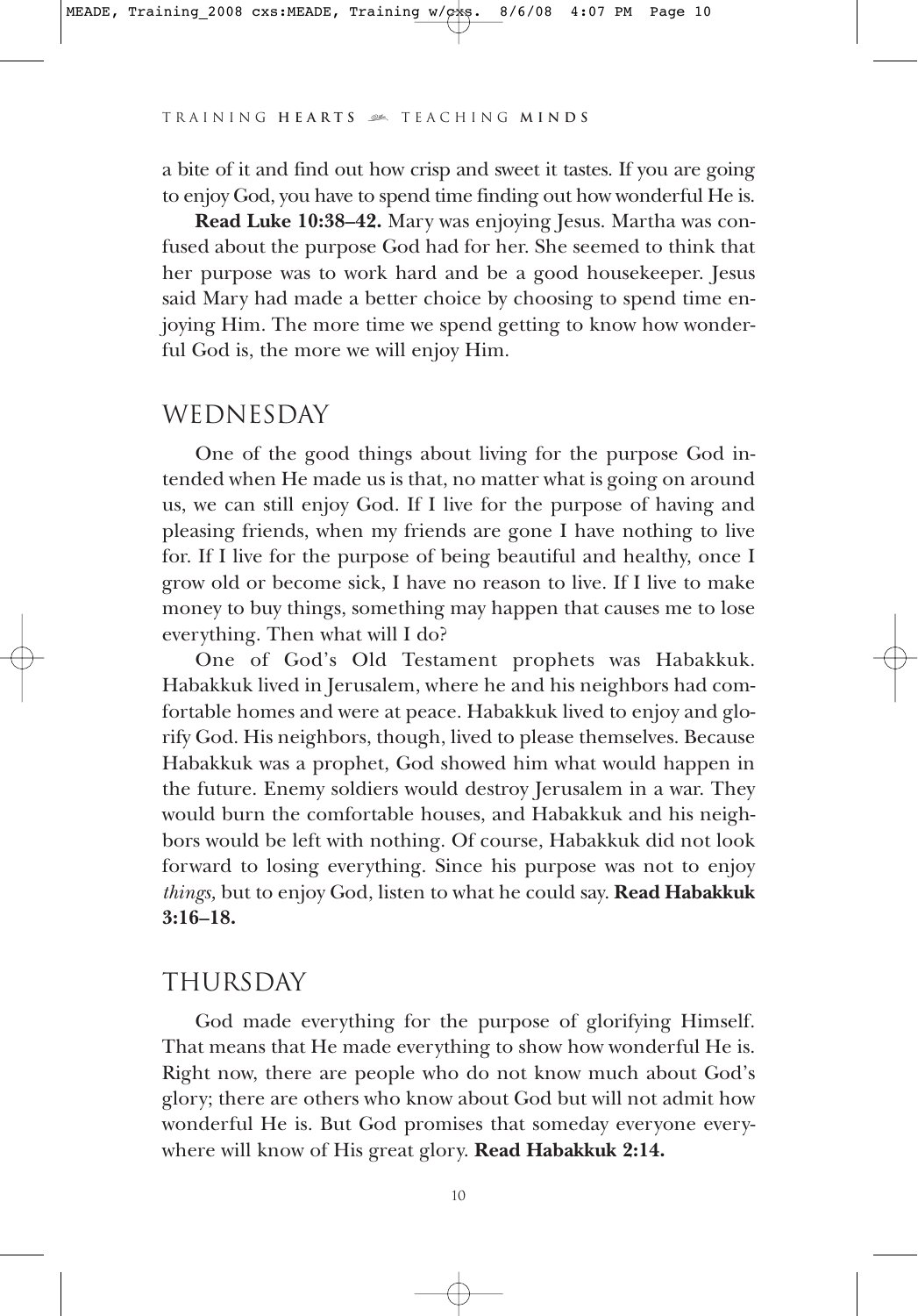a bite of it and find out how crisp and sweet it tastes. If you are going to enjoy God, you have to spend time finding out how wonderful He is.

**Read Luke 10:38–42.** Mary was enjoying Jesus. Martha was confused about the purpose God had for her. She seemed to think that her purpose was to work hard and be a good housekeeper. Jesus said Mary had made a better choice by choosing to spend time enjoying Him. The more time we spend getting to know how wonderful God is, the more we will enjoy Him.

## WEDNESDAY

One of the good things about living for the purpose God intended when He made us is that, no matter what is going on around us, we can still enjoy God. If I live for the purpose of having and pleasing friends, when my friends are gone I have nothing to live for. If I live for the purpose of being beautiful and healthy, once I grow old or become sick, I have no reason to live. If I live to make money to buy things, something may happen that causes me to lose everything. Then what will I do?

One of God's Old Testament prophets was Habakkuk. Habakkuk lived in Jerusalem, where he and his neighbors had comfortable homes and were at peace. Habakkuk lived to enjoy and glorify God. His neighbors, though, lived to please themselves. Because Habakkuk was a prophet, God showed him what would happen in the future. Enemy soldiers would destroy Jerusalem in a war. They would burn the comfortable houses, and Habakkuk and his neighbors would be left with nothing. Of course, Habakkuk did not look forward to losing everything. Since his purpose was not to enjoy *things,* but to enjoy God, listen to what he could say. **Read Habakkuk 3:16–18.**

## THURSDAY

God made everything for the purpose of glorifying Himself. That means that He made everything to show how wonderful He is. Right now, there are people who do not know much about God's glory; there are others who know about God but will not admit how wonderful He is. But God promises that someday everyone everywhere will know of His great glory. **Read Habakkuk 2:14.**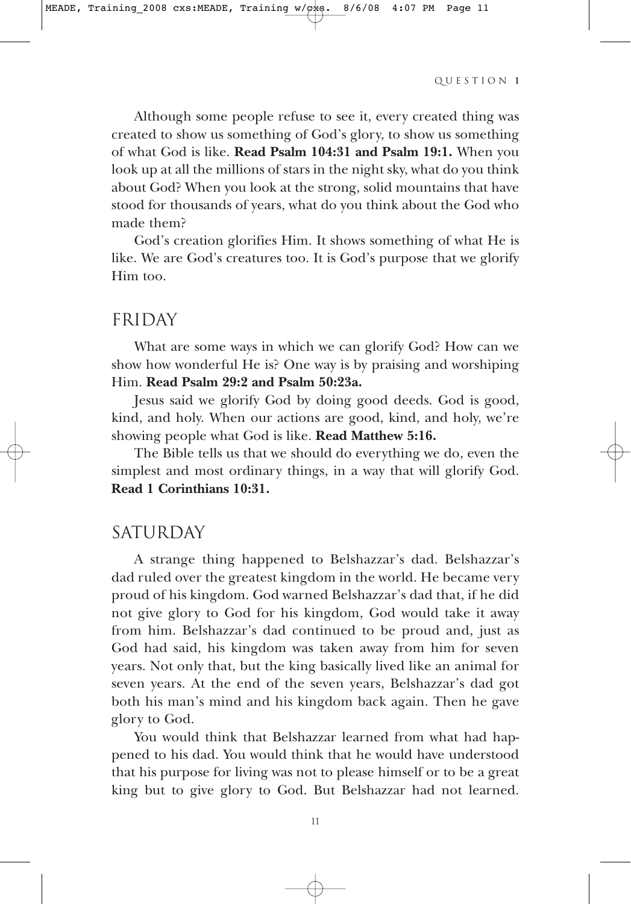Although some people refuse to see it, every created thing was created to show us something of God's glory, to show us something of what God is like. **Read Psalm 104:31 and Psalm 19:1.** When you look up at all the millions of stars in the night sky, what do you think about God? When you look at the strong, solid mountains that have stood for thousands of years, what do you think about the God who made them?

God's creation glorifies Him. It shows something of what He is like. We are God's creatures too. It is God's purpose that we glorify Him too.

## FRIDAY

What are some ways in which we can glorify God? How can we show how wonderful He is? One way is by praising and worshiping Him. **Read Psalm 29:2 and Psalm 50:23a.**

Jesus said we glorify God by doing good deeds. God is good, kind, and holy. When our actions are good, kind, and holy, we're showing people what God is like. **Read Matthew 5:16.**

The Bible tells us that we should do everything we do, even the simplest and most ordinary things, in a way that will glorify God. **Read 1 Corinthians 10:31.**

## SATURDAY

A strange thing happened to Belshazzar's dad. Belshazzar's dad ruled over the greatest kingdom in the world. He became very proud of his kingdom. God warned Belshazzar's dad that, if he did not give glory to God for his kingdom, God would take it away from him. Belshazzar's dad continued to be proud and, just as God had said, his kingdom was taken away from him for seven years. Not only that, but the king basically lived like an animal for seven years. At the end of the seven years, Belshazzar's dad got both his man's mind and his kingdom back again. Then he gave glory to God.

You would think that Belshazzar learned from what had happened to his dad. You would think that he would have understood that his purpose for living was not to please himself or to be a great king but to give glory to God. But Belshazzar had not learned.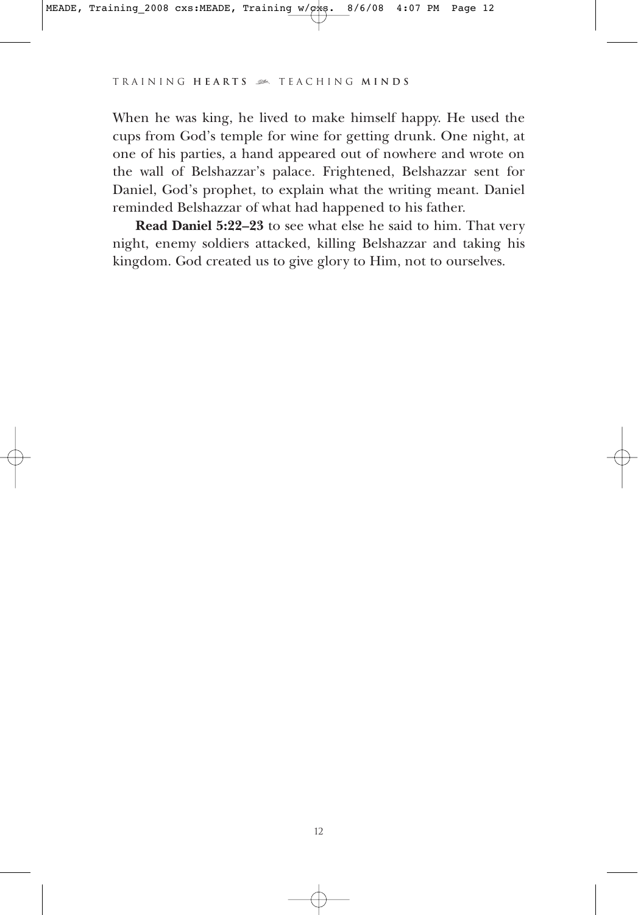When he was king, he lived to make himself happy. He used the cups from God's temple for wine for getting drunk. One night, at one of his parties, a hand appeared out of nowhere and wrote on the wall of Belshazzar's palace. Frightened, Belshazzar sent for Daniel, God's prophet, to explain what the writing meant. Daniel reminded Belshazzar of what had happened to his father.

**Read Daniel 5:22–23** to see what else he said to him. That very night, enemy soldiers attacked, killing Belshazzar and taking his kingdom. God created us to give glory to Him, not to ourselves.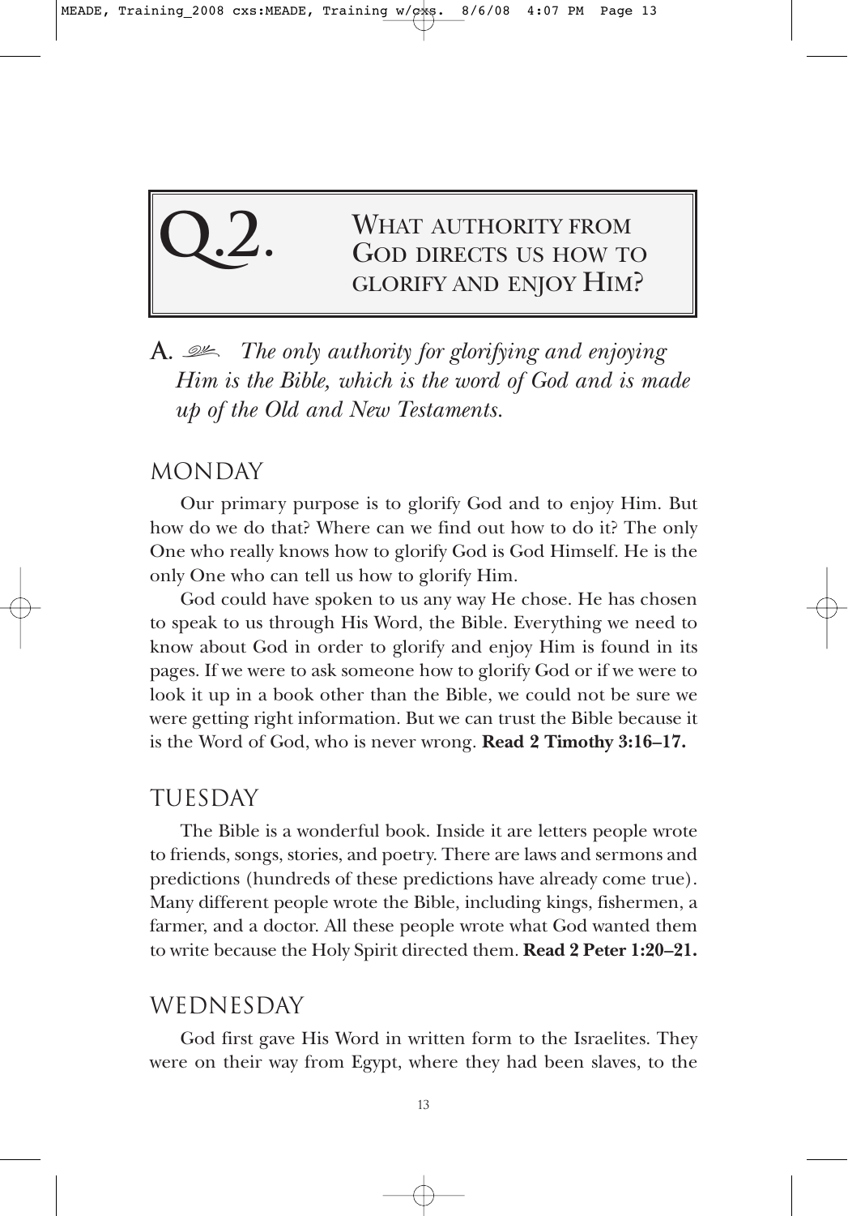# Q.2. What authority from God directs us how to glorify and enjoy Him?

**A.** *The only authority for glorifying and enjoying Him is the Bible, which is the word of God and is made up of the Old and New Testaments.*

## MONDAY

Our primary purpose is to glorify God and to enjoy Him. But how do we do that? Where can we find out how to do it? The only One who really knows how to glorify God is God Himself. He is the only One who can tell us how to glorify Him.

God could have spoken to us any way He chose. He has chosen to speak to us through His Word, the Bible. Everything we need to know about God in order to glorify and enjoy Him is found in its pages. If we were to ask someone how to glorify God or if we were to look it up in a book other than the Bible, we could not be sure we were getting right information. But we can trust the Bible because it is the Word of God, who is never wrong. **Read 2 Timothy 3:16–17.**

## TUESDAY

The Bible is a wonderful book. Inside it are letters people wrote to friends, songs, stories, and poetry. There are laws and sermons and predictions (hundreds of these predictions have already come true). Many different people wrote the Bible, including kings, fishermen, a farmer, and a doctor. All these people wrote what God wanted them to write because the Holy Spirit directed them. **Read 2 Peter 1:20–21.**

## WEDNESDAY

God first gave His Word in written form to the Israelites. They were on their way from Egypt, where they had been slaves, to the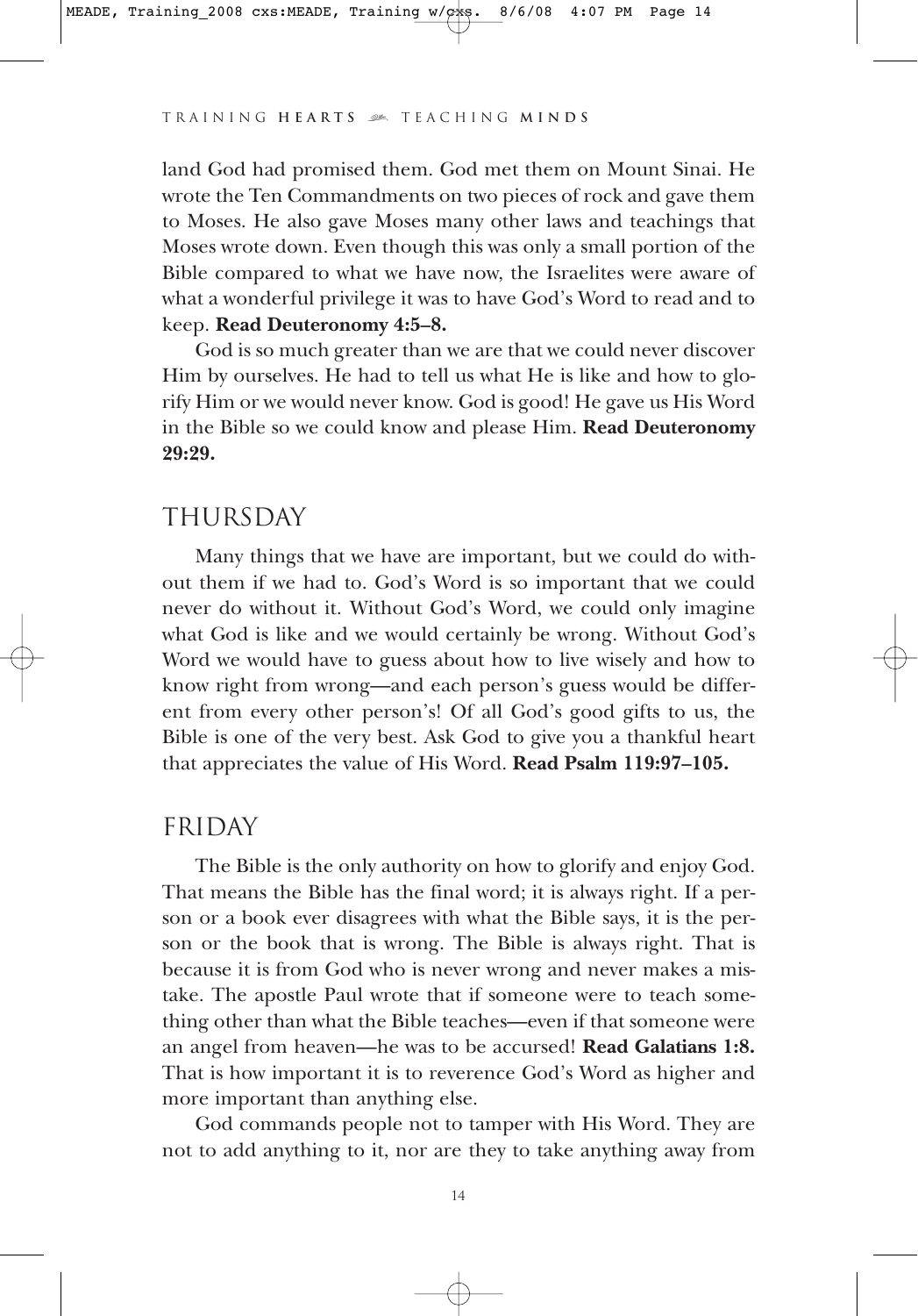land God had promised them. God met them on Mount Sinai. He wrote the Ten Commandments on two pieces of rock and gave them to Moses. He also gave Moses many other laws and teachings that Moses wrote down. Even though this was only a small portion of the Bible compared to what we have now, the Israelites were aware of what a wonderful privilege it was to have God's Word to read and to keep. **Read Deuteronomy 4:5–8.**

God is so much greater than we are that we could never discover Him by ourselves. He had to tell us what He is like and how to glorify Him or we would never know. God is good! He gave us His Word in the Bible so we could know and please Him. **Read Deuteronomy 29:29.**

## THURSDAY

Many things that we have are important, but we could do without them if we had to. God's Word is so important that we could never do without it. Without God's Word, we could only imagine what God is like and we would certainly be wrong. Without God's Word we would have to guess about how to live wisely and how to know right from wrong—and each person's guess would be different from every other person's! Of all God's good gifts to us, the Bible is one of the very best. Ask God to give you a thankful heart that appreciates the value of His Word. **Read Psalm 119:97–105.**

## FRIDAY

The Bible is the only authority on how to glorify and enjoy God. That means the Bible has the final word; it is always right. If a person or a book ever disagrees with what the Bible says, it is the person or the book that is wrong. The Bible is always right. That is because it is from God who is never wrong and never makes a mistake. The apostle Paul wrote that if someone were to teach something other than what the Bible teaches—even if that someone were an angel from heaven—he was to be accursed! **Read Galatians 1:8.** That is how important it is to reverence God's Word as higher and more important than anything else.

God commands people not to tamper with His Word. They are not to add anything to it, nor are they to take anything away from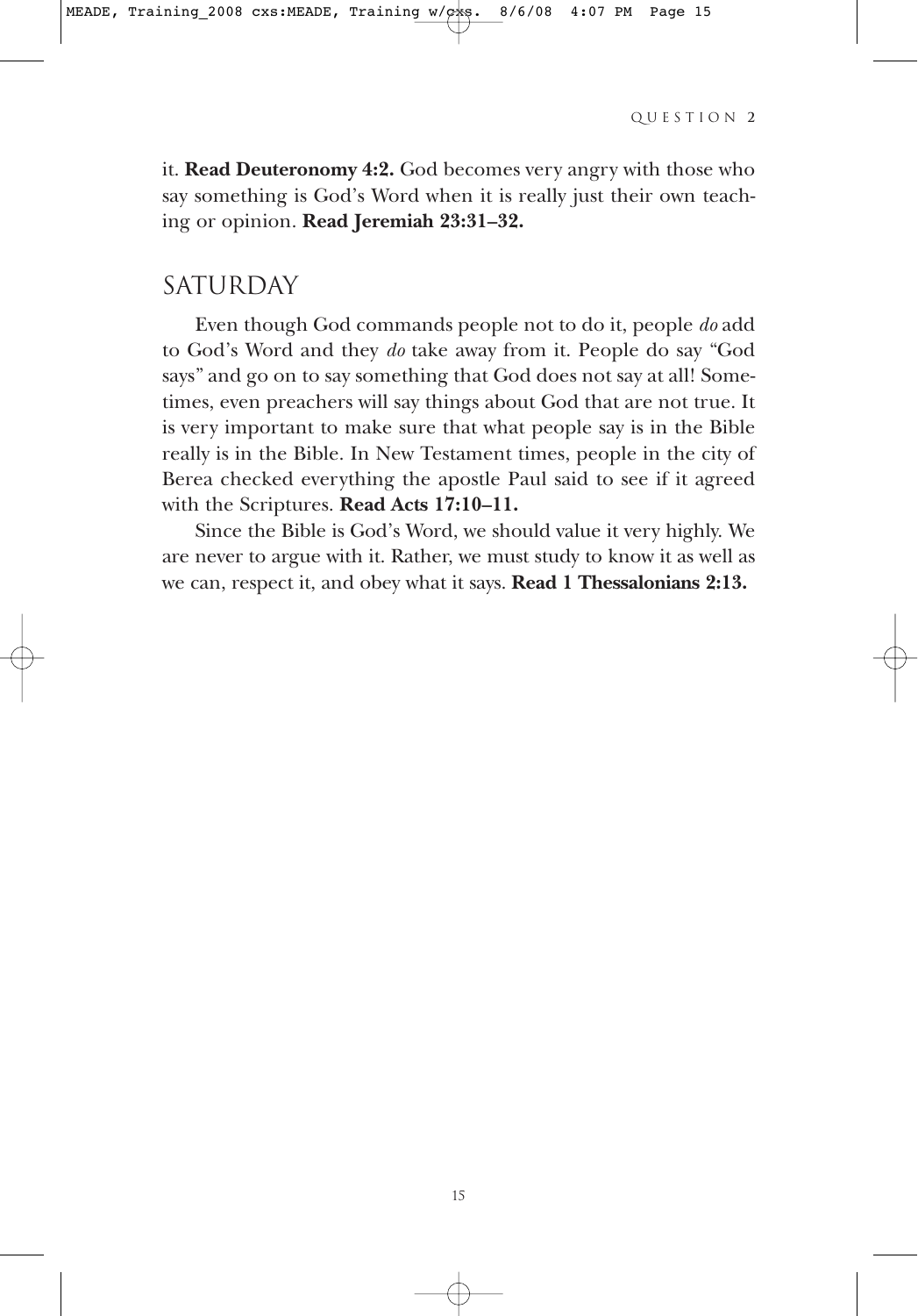it. **Read Deuteronomy 4:2.** God becomes very angry with those who say something is God's Word when it is really just their own teaching or opinion. **Read Jeremiah 23:31–32.**

## SATURDAY

Even though God commands people not to do it, people *do* add to God's Word and they *do* take away from it. People do say "God says" and go on to say something that God does not say at all! Sometimes, even preachers will say things about God that are not true. It is very important to make sure that what people say is in the Bible really is in the Bible. In New Testament times, people in the city of Berea checked everything the apostle Paul said to see if it agreed with the Scriptures. **Read Acts 17:10–11.**

Since the Bible is God's Word, we should value it very highly. We are never to argue with it. Rather, we must study to know it as well as we can, respect it, and obey what it says. **Read 1 Thessalonians 2:13.**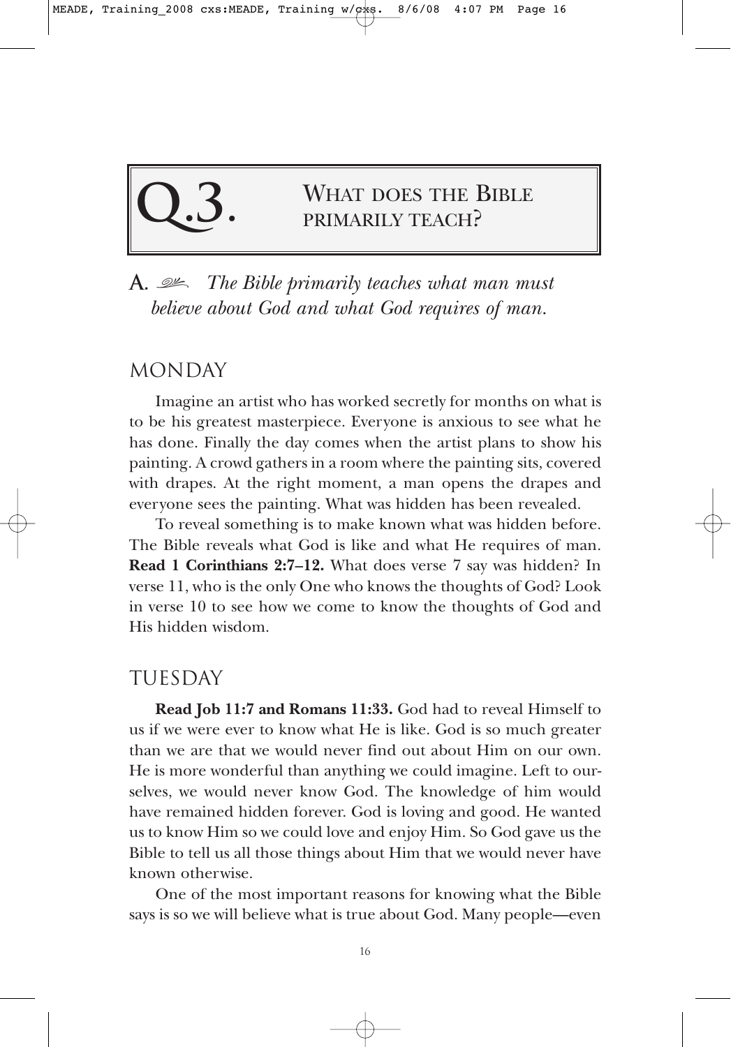# Q.3. WHAT DOES THE BIBLE PRIMARILY TEACH?

A. *The Bible primarily teaches what man must believe about God and what God requires of man.*

## MONDAY

Imagine an artist who has worked secretly for months on what is to be his greatest masterpiece. Everyone is anxious to see what he has done. Finally the day comes when the artist plans to show his painting. A crowd gathers in a room where the painting sits, covered with drapes. At the right moment, a man opens the drapes and everyone sees the painting. What was hidden has been revealed.

To reveal something is to make known what was hidden before. The Bible reveals what God is like and what He requires of man. **Read 1 Corinthians 2:7–12.** What does verse 7 say was hidden? In verse 11, who is the only One who knows the thoughts of God? Look in verse 10 to see how we come to know the thoughts of God and His hidden wisdom.

## TUESDAY

**Read Job 11:7 and Romans 11:33.** God had to reveal Himself to us if we were ever to know what He is like. God is so much greater than we are that we would never find out about Him on our own. He is more wonderful than anything we could imagine. Left to ourselves, we would never know God. The knowledge of him would have remained hidden forever. God is loving and good. He wanted us to know Him so we could love and enjoy Him. So God gave us the Bible to tell us all those things about Him that we would never have known otherwise.

One of the most important reasons for knowing what the Bible says is so we will believe what is true about God. Many people—even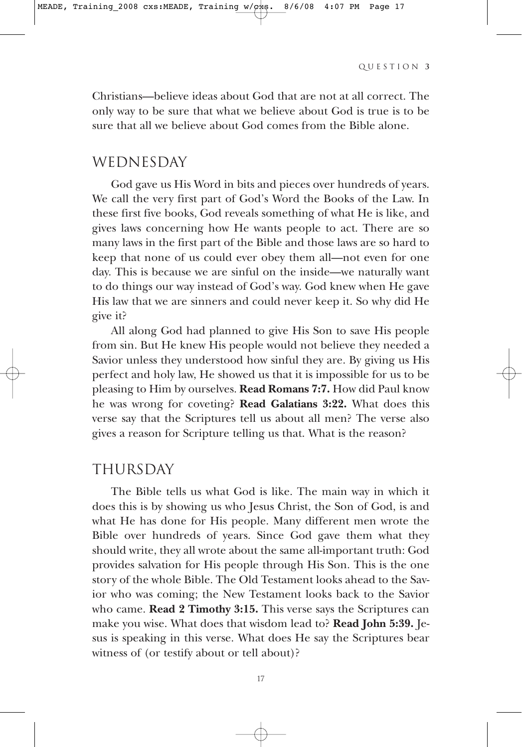Christians—believe ideas about God that are not at all correct. The only way to be sure that what we believe about God is true is to be sure that all we believe about God comes from the Bible alone.

## WEDNESDAY

God gave us His Word in bits and pieces over hundreds of years. We call the very first part of God's Word the Books of the Law. In these first five books, God reveals something of what He is like, and gives laws concerning how He wants people to act. There are so many laws in the first part of the Bible and those laws are so hard to keep that none of us could ever obey them all—not even for one day. This is because we are sinful on the inside—we naturally want to do things our way instead of God's way. God knew when He gave His law that we are sinners and could never keep it. So why did He give it?

All along God had planned to give His Son to save His people from sin. But He knew His people would not believe they needed a Savior unless they understood how sinful they are. By giving us His perfect and holy law, He showed us that it is impossible for us to be pleasing to Him by ourselves. **Read Romans 7:7.** How did Paul know he was wrong for coveting? **Read Galatians 3:22.** What does this verse say that the Scriptures tell us about all men? The verse also gives a reason for Scripture telling us that. What is the reason?

## THURSDAY

The Bible tells us what God is like. The main way in which it does this is by showing us who Jesus Christ, the Son of God, is and what He has done for His people. Many different men wrote the Bible over hundreds of years. Since God gave them what they should write, they all wrote about the same all-important truth: God provides salvation for His people through His Son. This is the one story of the whole Bible. The Old Testament looks ahead to the Savior who was coming; the New Testament looks back to the Savior who came. **Read 2 Timothy 3:15.** This verse says the Scriptures can make you wise. What does that wisdom lead to? **Read John 5:39.** Jesus is speaking in this verse. What does He say the Scriptures bear witness of (or testify about or tell about)?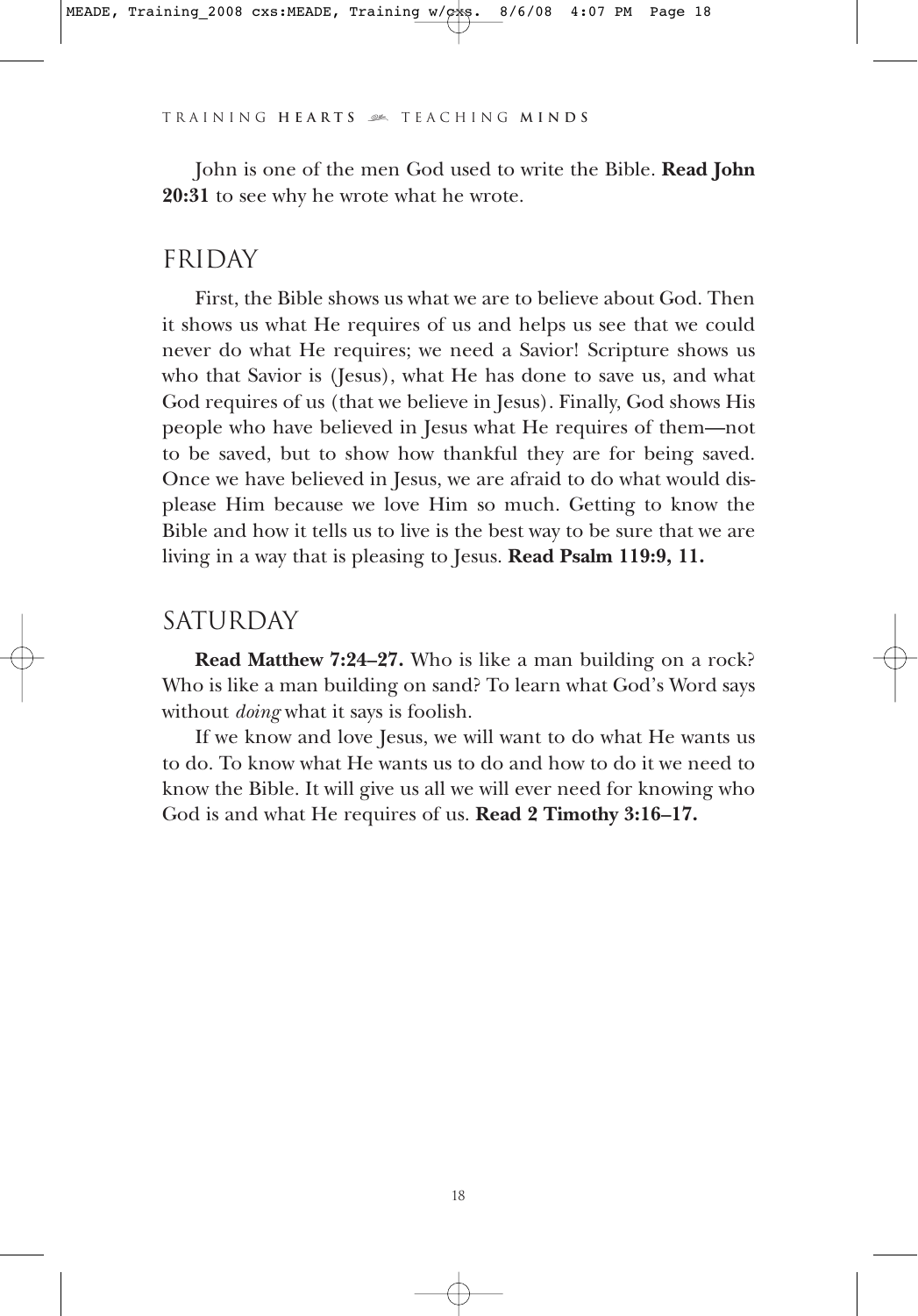John is one of the men God used to write the Bible. **Read John 20:31** to see why he wrote what he wrote.

## FRIDAY

First, the Bible shows us what we are to believe about God. Then it shows us what He requires of us and helps us see that we could never do what He requires; we need a Savior! Scripture shows us who that Savior is (Jesus), what He has done to save us, and what God requires of us (that we believe in Jesus). Finally, God shows His people who have believed in Jesus what He requires of them—not to be saved, but to show how thankful they are for being saved. Once we have believed in Jesus, we are afraid to do what would displease Him because we love Him so much. Getting to know the Bible and how it tells us to live is the best way to be sure that we are living in a way that is pleasing to Jesus. **Read Psalm 119:9, 11.**

## SATURDAY

**Read Matthew 7:24–27.** Who is like a man building on a rock? Who is like a man building on sand? To learn what God's Word says without *doing* what it says is foolish.

If we know and love Jesus, we will want to do what He wants us to do. To know what He wants us to do and how to do it we need to know the Bible. It will give us all we will ever need for knowing who God is and what He requires of us. **Read 2 Timothy 3:16–17.**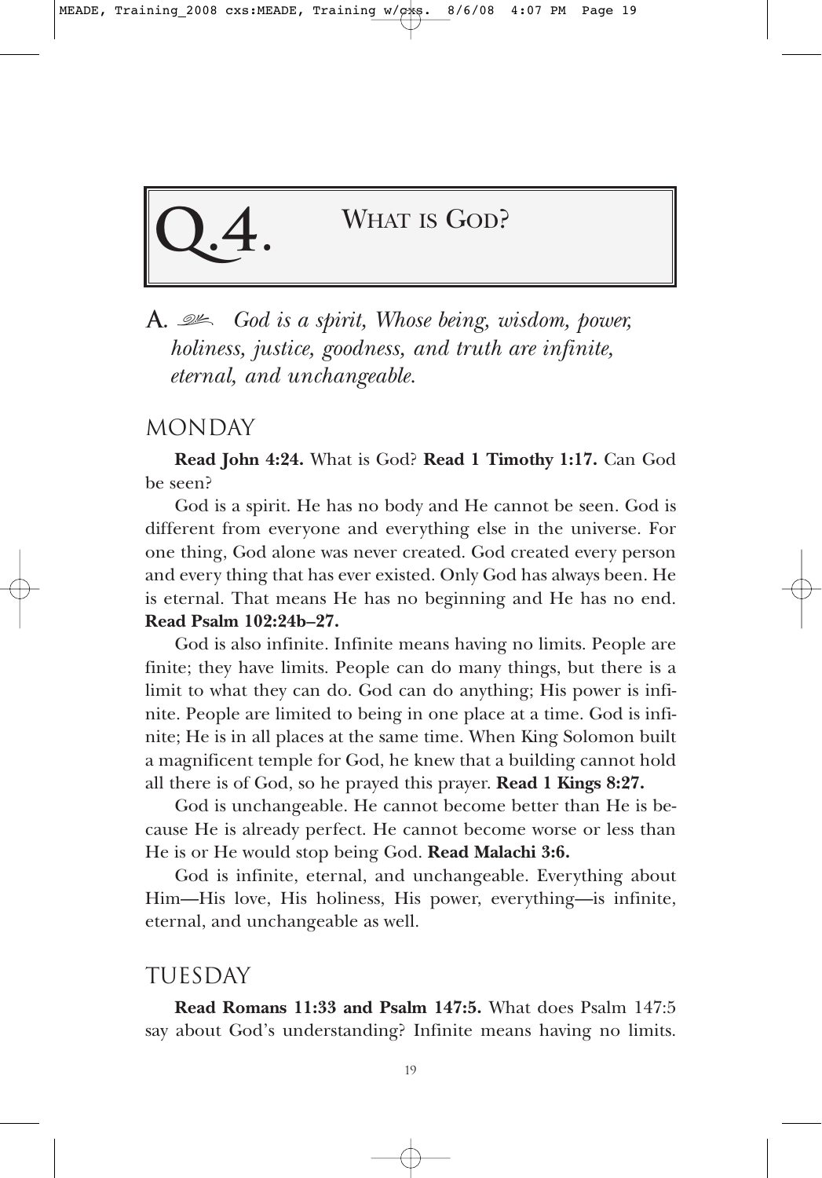# Q.4. WHAT IS GOD?

A. *God is a spirit, Whose being, wisdom, power, holiness, justice, goodness, and truth are infinite, eternal, and unchangeable.*

## MONDAY

**Read John 4:24.** What is God? **Read 1 Timothy 1:17.** Can God be seen?

God is a spirit. He has no body and He cannot be seen. God is different from everyone and everything else in the universe. For one thing, God alone was never created. God created every person and every thing that has ever existed. Only God has always been. He is eternal. That means He has no beginning and He has no end. **Read Psalm 102:24b–27.**

God is also infinite. Infinite means having no limits. People are finite; they have limits. People can do many things, but there is a limit to what they can do. God can do anything; His power is infinite. People are limited to being in one place at a time. God is infinite; He is in all places at the same time. When King Solomon built a magnificent temple for God, he knew that a building cannot hold all there is of God, so he prayed this prayer. **Read 1 Kings 8:27.**

God is unchangeable. He cannot become better than He is because He is already perfect. He cannot become worse or less than He is or He would stop being God. **Read Malachi 3:6.**

God is infinite, eternal, and unchangeable. Everything about Him—His love, His holiness, His power, everything—is infinite, eternal, and unchangeable as well.

## TUESDAY

**Read Romans 11:33 and Psalm 147:5.** What does Psalm 147:5 say about God's understanding? Infinite means having no limits.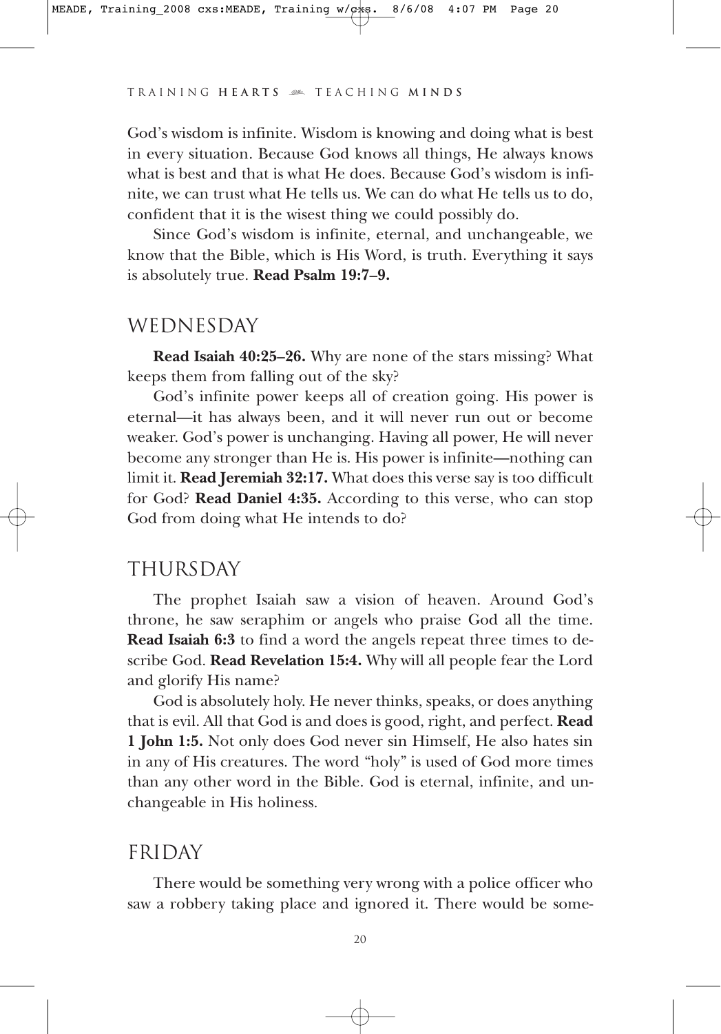God's wisdom is infinite. Wisdom is knowing and doing what is best in every situation. Because God knows all things, He always knows what is best and that is what He does. Because God's wisdom is infinite, we can trust what He tells us. We can do what He tells us to do, confident that it is the wisest thing we could possibly do.

Since God's wisdom is infinite, eternal, and unchangeable, we know that the Bible, which is His Word, is truth. Everything it says is absolutely true. **Read Psalm 19:7–9.**

## WEDNESDAY

**Read Isaiah 40:25–26.** Why are none of the stars missing? What keeps them from falling out of the sky?

God's infinite power keeps all of creation going. His power is eternal—it has always been, and it will never run out or become weaker. God's power is unchanging. Having all power, He will never become any stronger than He is. His power is infinite—nothing can limit it. **Read Jeremiah 32:17.** What does this verse say is too difficult for God? **Read Daniel 4:35.** According to this verse, who can stop God from doing what He intends to do?

## THURSDAY

The prophet Isaiah saw a vision of heaven. Around God's throne, he saw seraphim or angels who praise God all the time. **Read Isaiah 6:3** to find a word the angels repeat three times to describe God. **Read Revelation 15:4.** Why will all people fear the Lord and glorify His name?

God is absolutely holy. He never thinks, speaks, or does anything that is evil. All that God is and does is good, right, and perfect. **Read 1 John 1:5.** Not only does God never sin Himself, He also hates sin in any of His creatures. The word "holy" is used of God more times than any other word in the Bible. God is eternal, infinite, and unchangeable in His holiness.

## FRIDAY

There would be something very wrong with a police officer who saw a robbery taking place and ignored it. There would be some-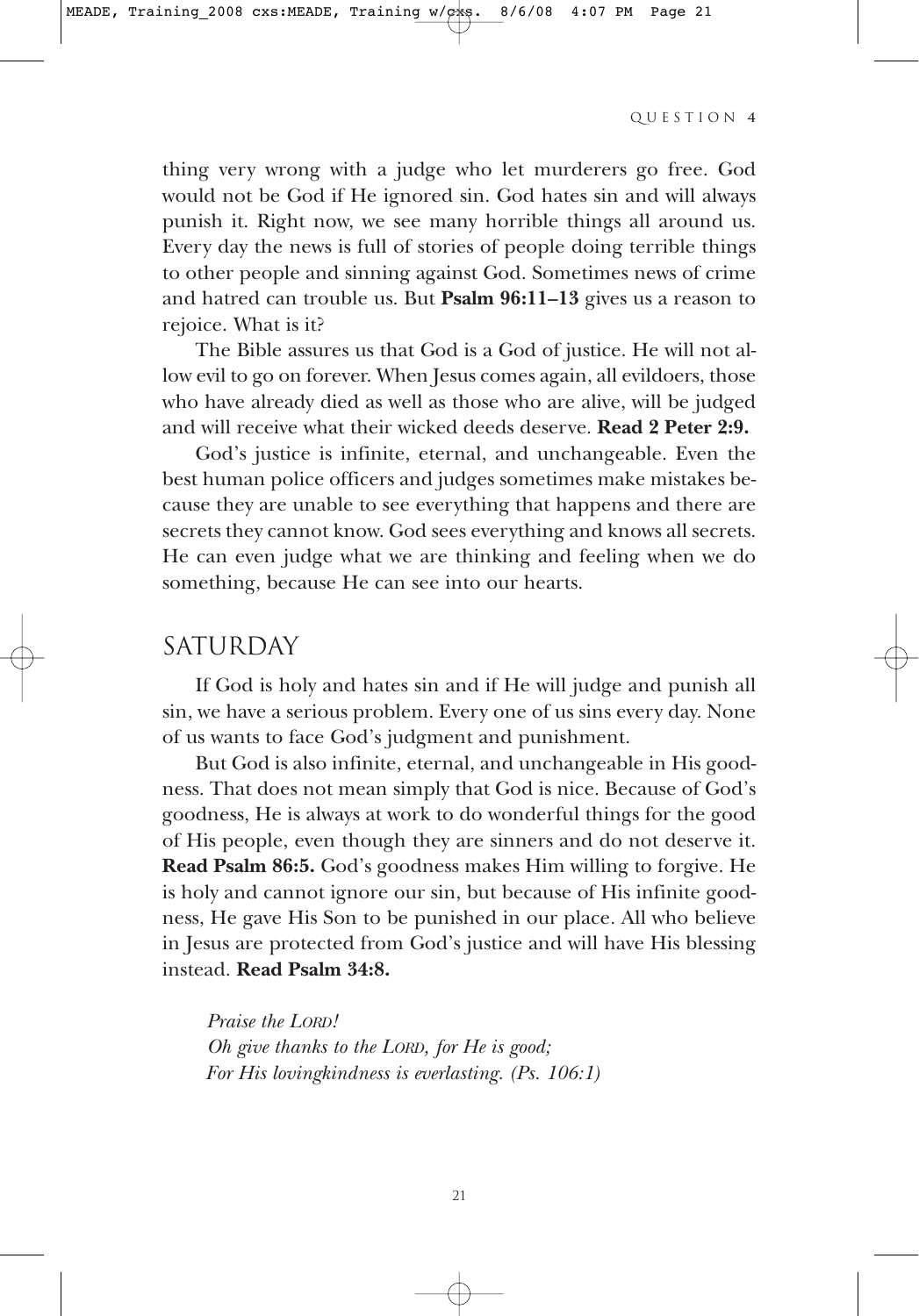thing very wrong with a judge who let murderers go free. God would not be God if He ignored sin. God hates sin and will always punish it. Right now, we see many horrible things all around us. Every day the news is full of stories of people doing terrible things to other people and sinning against God. Sometimes news of crime and hatred can trouble us. But **Psalm 96:11–13** gives us a reason to rejoice. What is it?

The Bible assures us that God is a God of justice. He will not allow evil to go on forever. When Jesus comes again, all evildoers, those who have already died as well as those who are alive, will be judged and will receive what their wicked deeds deserve. **Read 2 Peter 2:9.**

God's justice is infinite, eternal, and unchangeable. Even the best human police officers and judges sometimes make mistakes because they are unable to see everything that happens and there are secrets they cannot know. God sees everything and knows all secrets. He can even judge what we are thinking and feeling when we do something, because He can see into our hearts.

## SATURDAY

If God is holy and hates sin and if He will judge and punish all sin, we have a serious problem. Every one of us sins every day. None of us wants to face God's judgment and punishment.

But God is also infinite, eternal, and unchangeable in His goodness. That does not mean simply that God is nice. Because of God's goodness, He is always at work to do wonderful things for the good of His people, even though they are sinners and do not deserve it. **Read Psalm 86:5.** God's goodness makes Him willing to forgive. He is holy and cannot ignore our sin, but because of His infinite goodness, He gave His Son to be punished in our place. All who believe in Jesus are protected from God's justice and will have His blessing instead. **Read Psalm 34:8.**

*Praise the LORD!*
*Oh give thanks to the LORD, for He is good;*
*For His lovingkindness is everlasting. (Ps. 106:1)*